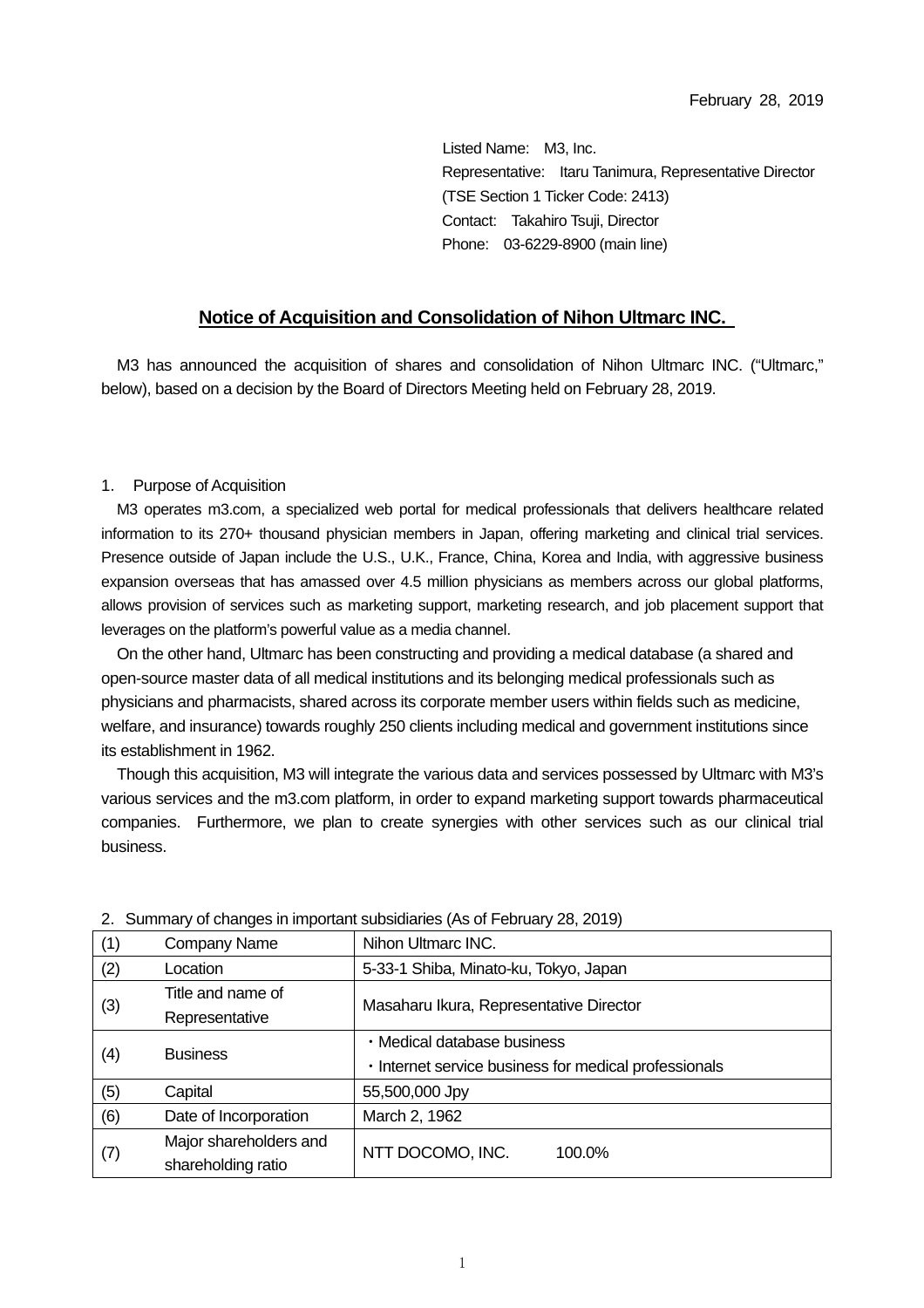February 28, 2019

Listed Name: M3, Inc.
Representative: Itaru Tanimura, Representative Director
(TSE Section 1 Ticker Code: 2413)
Contact: Takahiro Tsuji, Director
Phone: 03-6229-8900 (main line)

# Notice of Acquisition and Consolidation of Nihon Ultmarc INC.

M3 has announced the acquisition of shares and consolidation of Nihon Ultmarc INC. ("Ultmarc," below), based on a decision by the Board of Directors Meeting held on February 28, 2019.

1. Purpose of Acquisition

M3 operates m3.com, a specialized web portal for medical professionals that delivers healthcare related information to its 270+ thousand physician members in Japan, offering marketing and clinical trial services. Presence outside of Japan include the U.S., U.K., France, China, Korea and India, with aggressive business expansion overseas that has amassed over 4.5 million physicians as members across our global platforms, allows provision of services such as marketing support, marketing research, and job placement support that leverages on the platform's powerful value as a media channel.

On the other hand, Ultmarc has been constructing and providing a medical database (a shared and open-source master data of all medical institutions and its belonging medical professionals such as physicians and pharmacists, shared across its corporate member users within fields such as medicine, welfare, and insurance) towards roughly 250 clients including medical and government institutions since its establishment in 1962.

Though this acquisition, M3 will integrate the various data and services possessed by Ultmarc with M3's various services and the m3.com platform, in order to expand marketing support towards pharmaceutical companies. Furthermore, we plan to create synergies with other services such as our clinical trial business.

2. Summary of changes in important subsidiaries (As of February 28, 2019)

| (1) | Company Name | Nihon Ultmarc INC. |
|---|---|---|
| (2) | Location | 5-33-1 Shiba, Minato-ku, Tokyo, Japan |
| (3) | Title and name of Representative | Masaharu Ikura, Representative Director |
| (4) | Business | ・Medical database business<br>・Internet service business for medical professionals |
| (5) | Capital | 55,500,000 Jpy |
| (6) | Date of Incorporation | March 2, 1962 |
| (7) | Major shareholders and shareholding ratio | NTT DOCOMO, INC. 100.0% |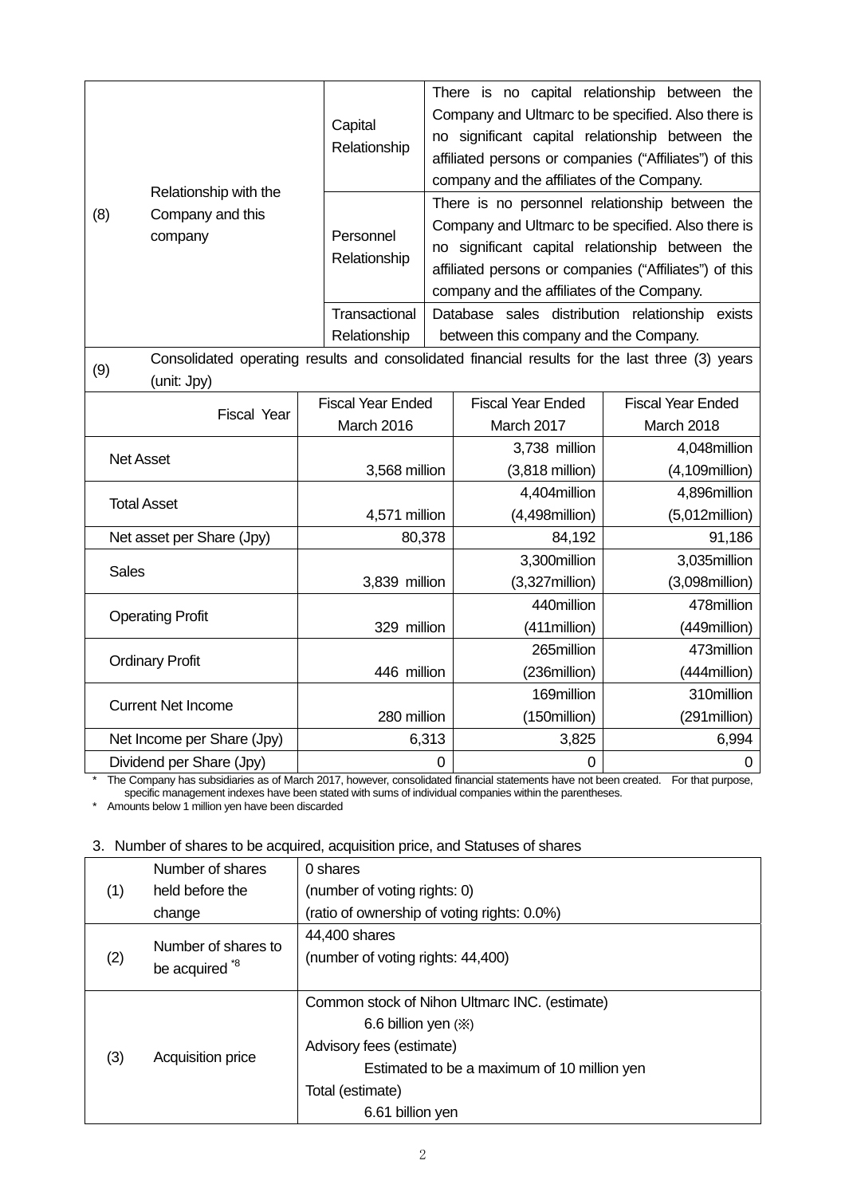| | | | |
|---|---|---|---|
| (8) | Relationship with the Company and this company | Capital Relationship | There is no capital relationship between the Company and Ultmarc to be specified. Also there is no significant capital relationship between the affiliated persons or companies ("Affiliates") of this company and the affiliates of the Company. |
| | | Personnel Relationship | There is no personnel relationship between the Company and Ultmarc to be specified. Also there is no significant capital relationship between the affiliated persons or companies ("Affiliates") of this company and the affiliates of the Company. |
| | | Transactional Relationship | Database sales distribution relationship exists between this company and the Company. |

(9) Consolidated operating results and consolidated financial results for the last three (3) years (unit: Jpy)

| Fiscal Year | Fiscal Year Ended March 2016 | Fiscal Year Ended March 2017 | Fiscal Year Ended March 2018 |
|---|---|---|---|
| Net Asset | 3,568 million | 3,738 million (3,818 million) | 4,048million (4,109million) |
| Total Asset | 4,571 million | 4,404million (4,498million) | 4,896million (5,012million) |
| Net asset per Share (Jpy) | 80,378 | 84,192 | 91,186 |
| Sales | 3,839 million | 3,300million (3,327million) | 3,035million (3,098million) |
| Operating Profit | 329 million | 440million (411million) | 478million (449million) |
| Ordinary Profit | 446 million | 265million (236million) | 473million (444million) |
| Current Net Income | 280 million | 169million (150million) | 310million (291million) |
| Net Income per Share (Jpy) | 6,313 | 3,825 | 6,994 |
| Dividend per Share (Jpy) | 0 | 0 | 0 |

* The Company has subsidiaries as of March 2017, however, consolidated financial statements have not been created. For that purpose, specific management indexes have been stated with sums of individual companies within the parentheses.
* Amounts below 1 million yen have been discarded

3. Number of shares to be acquired, acquisition price, and Statuses of shares

| | | |
|---|---|---|
| (1) | Number of shares held before the change | 0 shares<br>(number of voting rights: 0)<br>(ratio of ownership of voting rights: 0.0%) |
| (2) | Number of shares to be acquired *8 | 44,400 shares<br>(number of voting rights: 44,400) |
| (3) | Acquisition price | Common stock of Nihon Ultmarc INC. (estimate)<br>6.6 billion yen (※)<br>Advisory fees (estimate)<br>Estimated to be a maximum of 10 million yen<br>Total (estimate)<br>6.61 billion yen |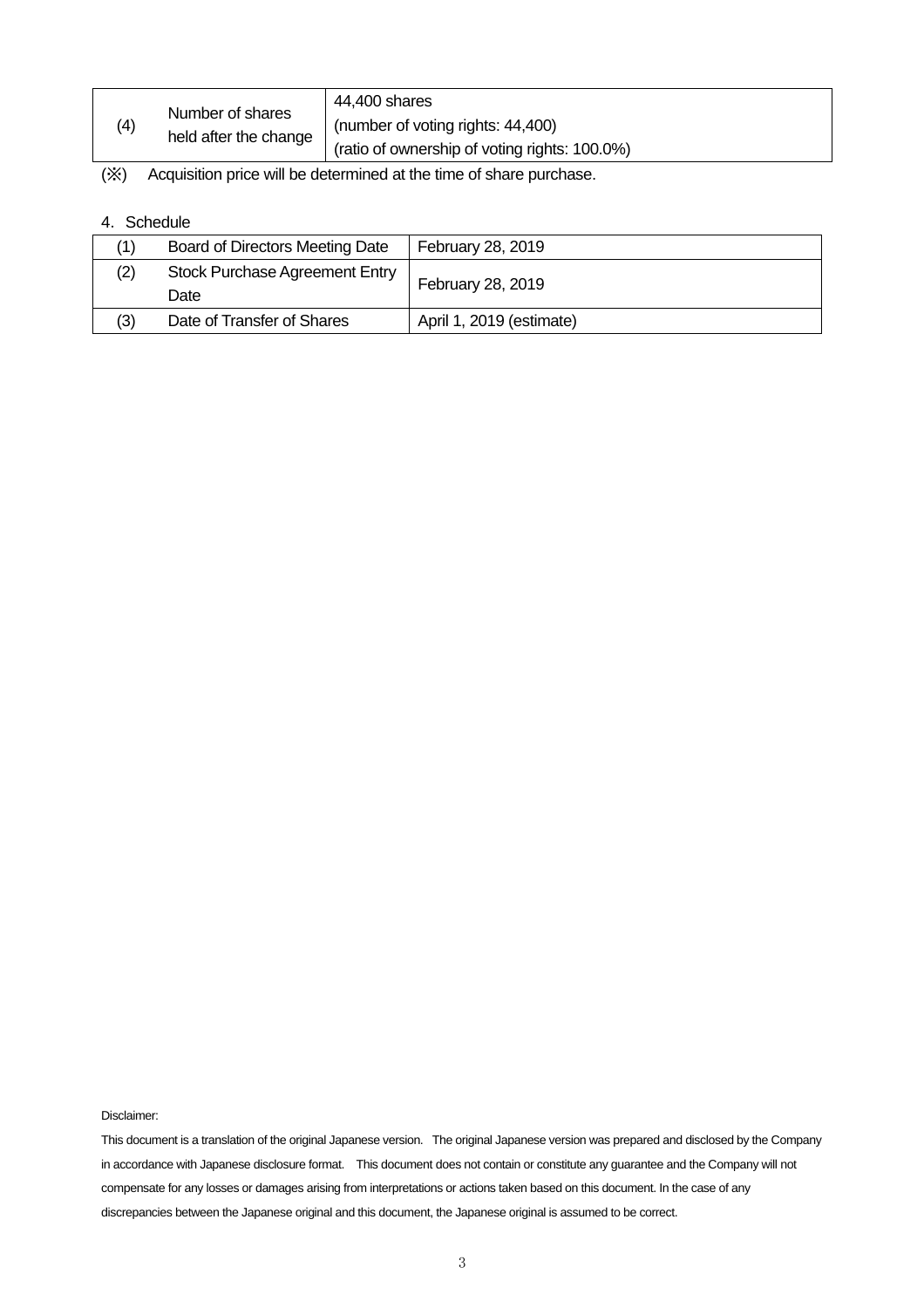| | | |
|---|---|---|
| (4) | Number of shares held after the change | 44,400 shares<br>(number of voting rights: 44,400)<br>(ratio of ownership of voting rights: 100.0%) |

(※) Acquisition price will be determined at the time of share purchase.

4. Schedule

| | | |
|---|---|---|
| (1) | Board of Directors Meeting Date | February 28, 2019 |
| (2) | Stock Purchase Agreement Entry Date | February 28, 2019 |
| (3) | Date of Transfer of Shares | April 1, 2019 (estimate) |

Disclaimer:

This document is a translation of the original Japanese version. The original Japanese version was prepared and disclosed by the Company in accordance with Japanese disclosure format. This document does not contain or constitute any guarantee and the Company will not compensate for any losses or damages arising from interpretations or actions taken based on this document. In the case of any discrepancies between the Japanese original and this document, the Japanese original is assumed to be correct.